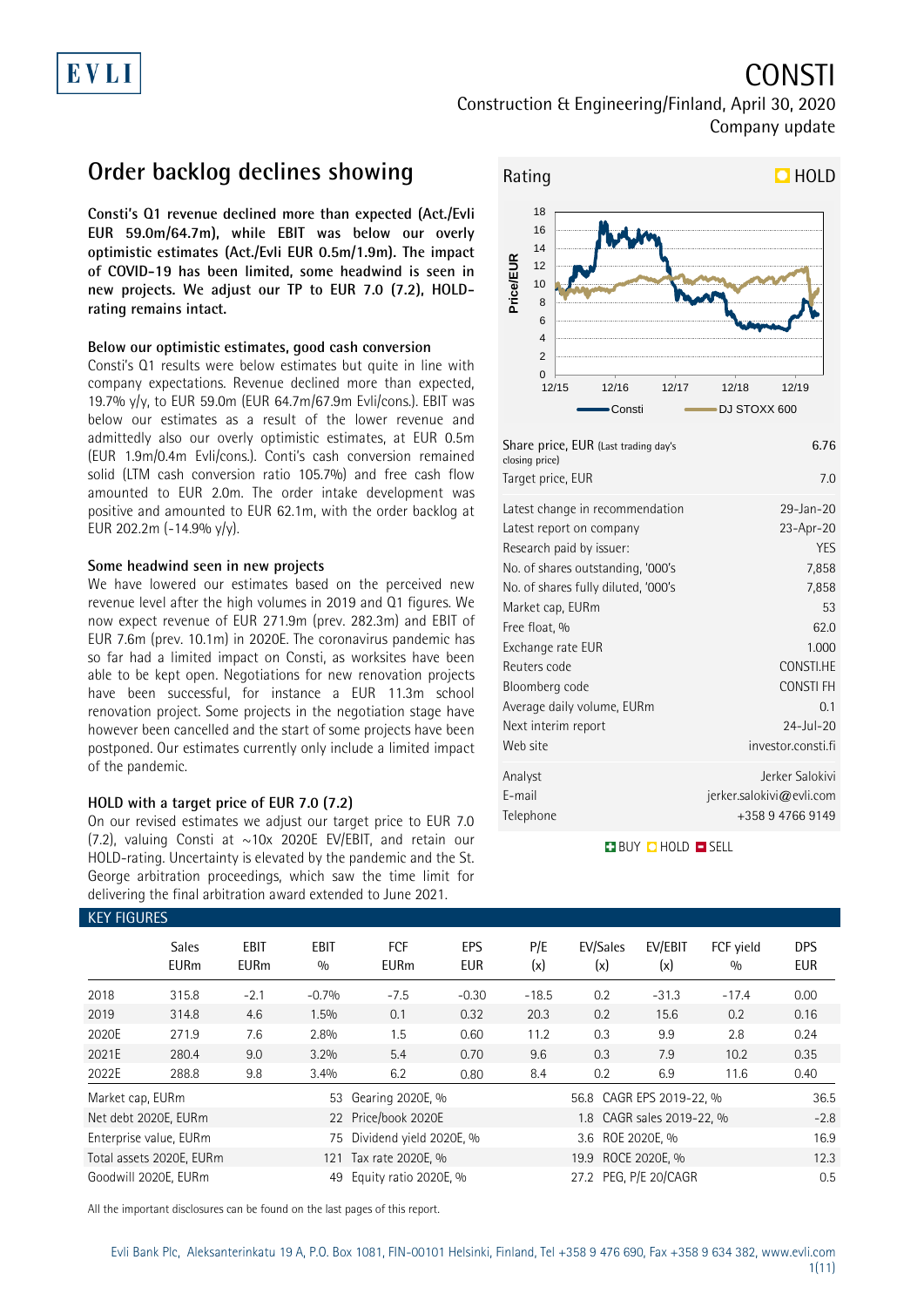# CONSTI

Construction & Engineering/Finland, April 30, 2020
Company update

## Order backlog declines showing

**Consti's Q1 revenue declined more than expected (Act./Evli EUR 59.0m/64.7m), while EBIT was below our overly optimistic estimates (Act./Evli EUR 0.5m/1.9m). The impact of COVID-19 has been limited, some headwind is seen in new projects. We adjust our TP to EUR 7.0 (7.2), HOLD-rating remains intact.**

### Below our optimistic estimates, good cash conversion

Consti's Q1 results were below estimates but quite in line with company expectations. Revenue declined more than expected, 19.7% y/y, to EUR 59.0m (EUR 64.7m/67.9m Evli/cons.). EBIT was below our estimates as a result of the lower revenue and admittedly also our overly optimistic estimates, at EUR 0.5m (EUR 1.9m/0.4m Evli/cons.). Conti's cash conversion remained solid (LTM cash conversion ratio 105.7%) and free cash flow amounted to EUR 2.0m. The order intake development was positive and amounted to EUR 62.1m, with the order backlog at EUR 202.2m (-14.9% y/y).

### Some headwind seen in new projects

We have lowered our estimates based on the perceived new revenue level after the high volumes in 2019 and Q1 figures. We now expect revenue of EUR 271.9m (prev. 282.3m) and EBIT of EUR 7.6m (prev. 10.1m) in 2020E. The coronavirus pandemic has so far had a limited impact on Consti, as worksites have been able to be kept open. Negotiations for new renovation projects have been successful, for instance a EUR 11.3m school renovation project. Some projects in the negotiation stage have however been cancelled and the start of some projects have been postponed. Our estimates currently only include a limited impact of the pandemic.

### HOLD with a target price of EUR 7.0 (7.2)

On our revised estimates we adjust our target price to EUR 7.0 (7.2), valuing Consti at ~10x 2020E EV/EBIT, and retain our HOLD-rating. Uncertainty is elevated by the pandemic and the St. George arbitration proceedings, which saw the time limit for delivering the final arbitration award extended to June 2021.

**Rating: HOLD**

| | |
|---|---|
| Share price, EUR (Last trading day's closing price) | 6.76 |
| Target price, EUR | 7.0 |
| Latest change in recommendation | 29-Jan-20 |
| Latest report on company | 23-Apr-20 |
| Research paid by issuer: | YES |
| No. of shares outstanding, '000's | 7,858 |
| No. of shares fully diluted, '000's | 7,858 |
| Market cap, EURm | 53 |
| Free float, % | 62.0 |
| Exchange rate EUR | 1.000 |
| Reuters code | CONSTI.HE |
| Bloomberg code | CONSTI FH |
| Average daily volume, EURm | 0.1 |
| Next interim report | 24-Jul-20 |
| Web site | investor.consti.fi |
| Analyst | Jerker Salokivi |
| E-mail | jerker.salokivi@evli.com |
| Telephone | +358 9 4766 9149 |

BUY HOLD SELL

### KEY FIGURES

| | Sales EURm | EBIT EURm | EBIT % | FCF EURm | EPS EUR | P/E (x) | EV/Sales (x) | EV/EBIT (x) | FCF yield % | DPS EUR |
|---|---|---|---|---|---|---|---|---|---|---|
| 2018 | 315.8 | -2.1 | -0.7% | -7.5 | -0.30 | -18.5 | 0.2 | -31.3 | -17.4 | 0.00 |
| 2019 | 314.8 | 4.6 | 1.5% | 0.1 | 0.32 | 20.3 | 0.2 | 15.6 | 0.2 | 0.16 |
| 2020E | 271.9 | 7.6 | 2.8% | 1.5 | 0.60 | 11.2 | 0.3 | 9.9 | 2.8 | 0.24 |
| 2021E | 280.4 | 9.0 | 3.2% | 5.4 | 0.70 | 9.6 | 0.3 | 7.9 | 10.2 | 0.35 |
| 2022E | 288.8 | 9.8 | 3.4% | 6.2 | 0.80 | 8.4 | 0.2 | 6.9 | 11.6 | 0.40 |

| | | | | | |
|---|---|---|---|---|---|
| Market cap, EURm | 53 | Gearing 2020E, % | 56.8 | CAGR EPS 2019-22, % | 36.5 |
| Net debt 2020E, EURm | 22 | Price/book 2020E | 1.8 | CAGR sales 2019-22, % | -2.8 |
| Enterprise value, EURm | 75 | Dividend yield 2020E, % | 3.6 | ROE 2020E, % | 16.9 |
| Total assets 2020E, EURm | 121 | Tax rate 2020E, % | 19.9 | ROCE 2020E, % | 12.3 |
| Goodwill 2020E, EURm | 49 | Equity ratio 2020E, % | 27.2 | PEG, P/E 20/CAGR | 0.5 |

All the important disclosures can be found on the last pages of this report.

Evli Bank Plc, Aleksanterinkatu 19 A, P.O. Box 1081, FIN-00101 Helsinki, Finland, Tel +358 9 476 690, Fax +358 9 634 382, www.evli.com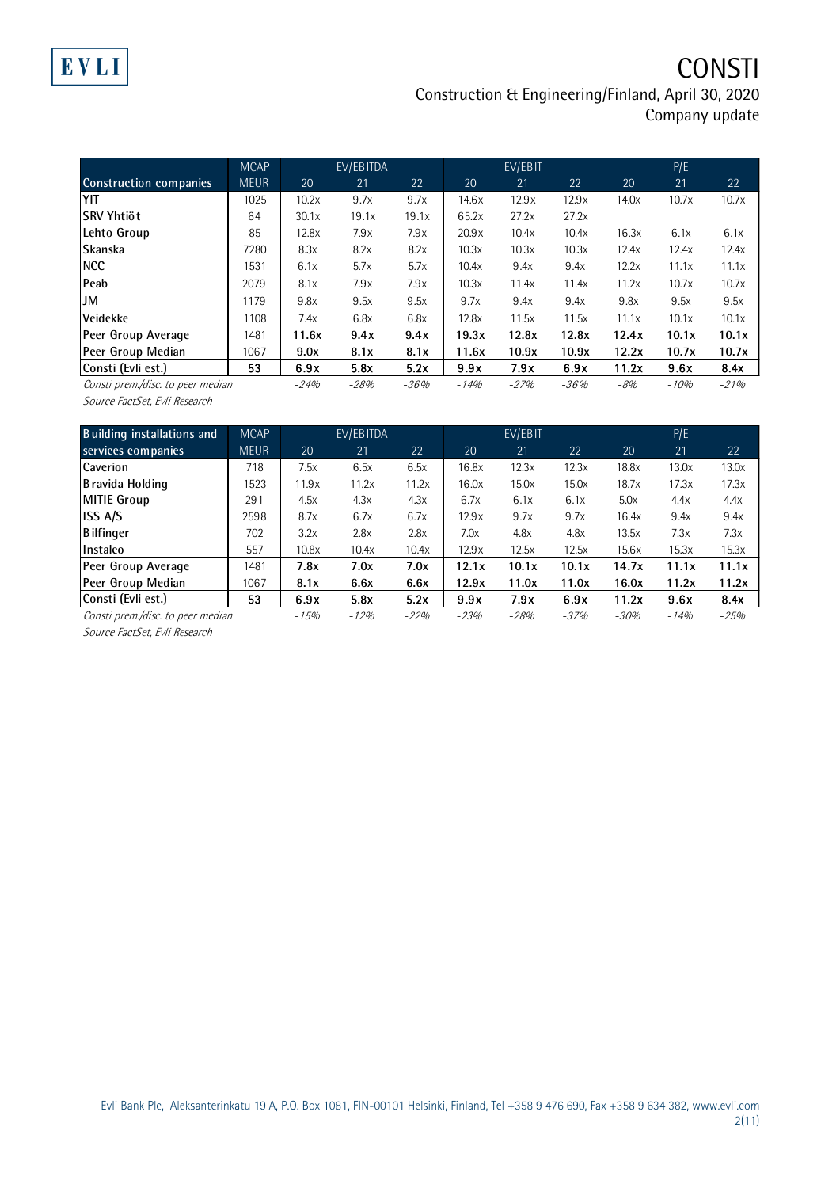| Construction companies | MCAP | EV/EBITDA | | | EV/EBIT | | | P/E | | |
|---|---|---|---|---|---|---|---|---|---|---|
| | MEUR | 20 | 21 | 22 | 20 | 21 | 22 | 20 | 21 | 22 |
| YIT | 1025 | 10.2x | 9.7x | 9.7x | 14.6x | 12.9x | 12.9x | 14.0x | 10.7x | 10.7x |
| SRV Yhtiöt | 64 | 30.1x | 19.1x | 19.1x | 65.2x | 27.2x | 27.2x | | | |
| Lehto Group | 85 | 12.8x | 7.9x | 7.9x | 20.9x | 10.4x | 10.4x | 16.3x | 6.1x | 6.1x |
| Skanska | 7280 | 8.3x | 8.2x | 8.2x | 10.3x | 10.3x | 10.3x | 12.4x | 12.4x | 12.4x |
| NCC | 1531 | 6.1x | 5.7x | 5.7x | 10.4x | 9.4x | 9.4x | 12.2x | 11.1x | 11.1x |
| Peab | 2079 | 8.1x | 7.9x | 7.9x | 10.3x | 11.4x | 11.4x | 11.2x | 10.7x | 10.7x |
| JM | 1179 | 9.8x | 9.5x | 9.5x | 9.7x | 9.4x | 9.4x | 9.8x | 9.5x | 9.5x |
| Veidekke | 1108 | 7.4x | 6.8x | 6.8x | 12.8x | 11.5x | 11.5x | 11.1x | 10.1x | 10.1x |
| Peer Group Average | 1481 | **11.6x** | **9.4x** | **9.4x** | **19.3x** | **12.8x** | **12.8x** | **12.4x** | **10.1x** | **10.1x** |
| Peer Group Median | 1067 | **9.0x** | **8.1x** | **8.1x** | **11.6x** | **10.9x** | **10.9x** | **12.2x** | **10.7x** | **10.7x** |
| Consti (Evli est.) | **53** | **6.9x** | **5.8x** | **5.2x** | **9.9x** | **7.9x** | **6.9x** | **11.2x** | **9.6x** | **8.4x** |
| *Consti prem./disc. to peer median* | | *-24%* | *-28%* | *-36%* | *-14%* | *-27%* | *-36%* | *-8%* | *-10%* | *-21%* |

*Source FactSet, Evli Research*

| Building installations and services companies | MCAP | EV/EBITDA | | | EV/EBIT | | | P/E | | |
|---|---|---|---|---|---|---|---|---|---|---|
| | MEUR | 20 | 21 | 22 | 20 | 21 | 22 | 20 | 21 | 22 |
| Caverion | 718 | 7.5x | 6.5x | 6.5x | 16.8x | 12.3x | 12.3x | 18.8x | 13.0x | 13.0x |
| Bravida Holding | 1523 | 11.9x | 11.2x | 11.2x | 16.0x | 15.0x | 15.0x | 18.7x | 17.3x | 17.3x |
| MITIE Group | 291 | 4.5x | 4.3x | 4.3x | 6.7x | 6.1x | 6.1x | 5.0x | 4.4x | 4.4x |
| ISS A/S | 2598 | 8.7x | 6.7x | 6.7x | 12.9x | 9.7x | 9.7x | 16.4x | 9.4x | 9.4x |
| Bilfinger | 702 | 3.2x | 2.8x | 2.8x | 7.0x | 4.8x | 4.8x | 13.5x | 7.3x | 7.3x |
| Instalco | 557 | 10.8x | 10.4x | 10.4x | 12.9x | 12.5x | 12.5x | 15.6x | 15.3x | 15.3x |
| Peer Group Average | 1481 | **7.8x** | **7.0x** | **7.0x** | **12.1x** | **10.1x** | **10.1x** | **14.7x** | **11.1x** | **11.1x** |
| Peer Group Median | 1067 | **8.1x** | **6.6x** | **6.6x** | **12.9x** | **11.0x** | **11.0x** | **16.0x** | **11.2x** | **11.2x** |
| Consti (Evli est.) | **53** | **6.9x** | **5.8x** | **5.2x** | **9.9x** | **7.9x** | **6.9x** | **11.2x** | **9.6x** | **8.4x** |
| *Consti prem./disc. to peer median* | | *-15%* | *-12%* | *-22%* | *-23%* | *-28%* | *-37%* | *-30%* | *-14%* | *-25%* |

*Source FactSet, Evli Research*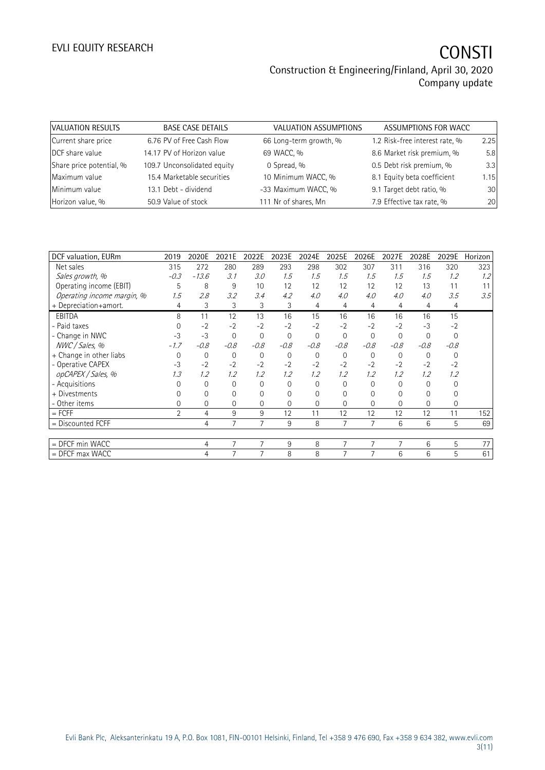| VALUATION RESULTS | BASE CASE DETAILS | VALUATION ASSUMPTIONS | ASSUMPTIONS FOR WACC |
|---|---|---|---|
| Current share price | 6.76 PV of Free Cash Flow | 66 Long-term growth, % | 1.2 Risk-free interest rate, % | 2.25 |
| DCF share value | 14.17 PV of Horizon value | 69 WACC, % | 8.6 Market risk premium, % | 5.8 |
| Share price potential, % | 109.7 Unconsolidated equity | 0 Spread, % | 0.5 Debt risk premium, % | 3.3 |
| Maximum value | 15.4 Marketable securities | 10 Minimum WACC, % | 8.1 Equity beta coefficient | 1.15 |
| Minimum value | 13.1 Debt - dividend | -33 Maximum WACC, % | 9.1 Target debt ratio, % | 30 |
| Horizon value, % | 50.9 Value of stock | 111 Nr of shares, Mn | 7.9 Effective tax rate, % | 20 |

| DCF valuation, EURm | 2019 | 2020E | 2021E | 2022E | 2023E | 2024E | 2025E | 2026E | 2027E | 2028E | 2029E | Horizon |
|---|---|---|---|---|---|---|---|---|---|---|---|---|
| Net sales | 315 | 272 | 280 | 289 | 293 | 298 | 302 | 307 | 311 | 316 | 320 | 323 |
| *Sales growth, %* | *-0.3* | *-13.6* | *3.1* | *3.0* | *1.5* | *1.5* | *1.5* | *1.5* | *1.5* | *1.5* | *1.2* | *1.2* |
| Operating income (EBIT) | 5 | 8 | 9 | 10 | 12 | 12 | 12 | 12 | 12 | 13 | 11 | 11 |
| *Operating income margin, %* | *1.5* | *2.8* | *3.2* | *3.4* | *4.2* | *4.0* | *4.0* | *4.0* | *4.0* | *4.0* | *3.5* | *3.5* |
| + Depreciation+amort. | 4 | 3 | 3 | 3 | 3 | 4 | 4 | 4 | 4 | 4 | 4 | |
| EBITDA | 8 | 11 | 12 | 13 | 16 | 15 | 16 | 16 | 16 | 16 | 15 | |
| - Paid taxes | 0 | -2 | -2 | -2 | -2 | -2 | -2 | -2 | -2 | -3 | -2 | |
| - Change in NWC | -3 | -3 | 0 | 0 | 0 | 0 | 0 | 0 | 0 | 0 | 0 | |
| *NWC / Sales, %* | *-1.7* | *-0.8* | *-0.8* | *-0.8* | *-0.8* | *-0.8* | *-0.8* | *-0.8* | *-0.8* | *-0.8* | *-0.8* | |
| + Change in other liabs | 0 | 0 | 0 | 0 | 0 | 0 | 0 | 0 | 0 | 0 | 0 | |
| - Operative CAPEX | -3 | -2 | -2 | -2 | -2 | -2 | -2 | -2 | -2 | -2 | -2 | |
| *opCAPEX / Sales, %* | *1.3* | *1.2* | *1.2* | *1.2* | *1.2* | *1.2* | *1.2* | *1.2* | *1.2* | *1.2* | *1.2* | |
| - Acquisitions | 0 | 0 | 0 | 0 | 0 | 0 | 0 | 0 | 0 | 0 | 0 | |
| + Divestments | 0 | 0 | 0 | 0 | 0 | 0 | 0 | 0 | 0 | 0 | 0 | |
| - Other items | 0 | 0 | 0 | 0 | 0 | 0 | 0 | 0 | 0 | 0 | 0 | |
| = FCFF | 2 | 4 | 9 | 9 | 12 | 11 | 12 | 12 | 12 | 12 | 11 | 152 |
| = Discounted FCFF | | 4 | 7 | 7 | 9 | 8 | 7 | 7 | 6 | 6 | 5 | 69 |
| | | | | | | | | | | | | |
| = DFCF min WACC | | 4 | 7 | 7 | 9 | 8 | 7 | 7 | 7 | 6 | 5 | 77 |
| = DFCF max WACC | | 4 | 7 | 7 | 8 | 8 | 7 | 7 | 6 | 6 | 5 | 61 |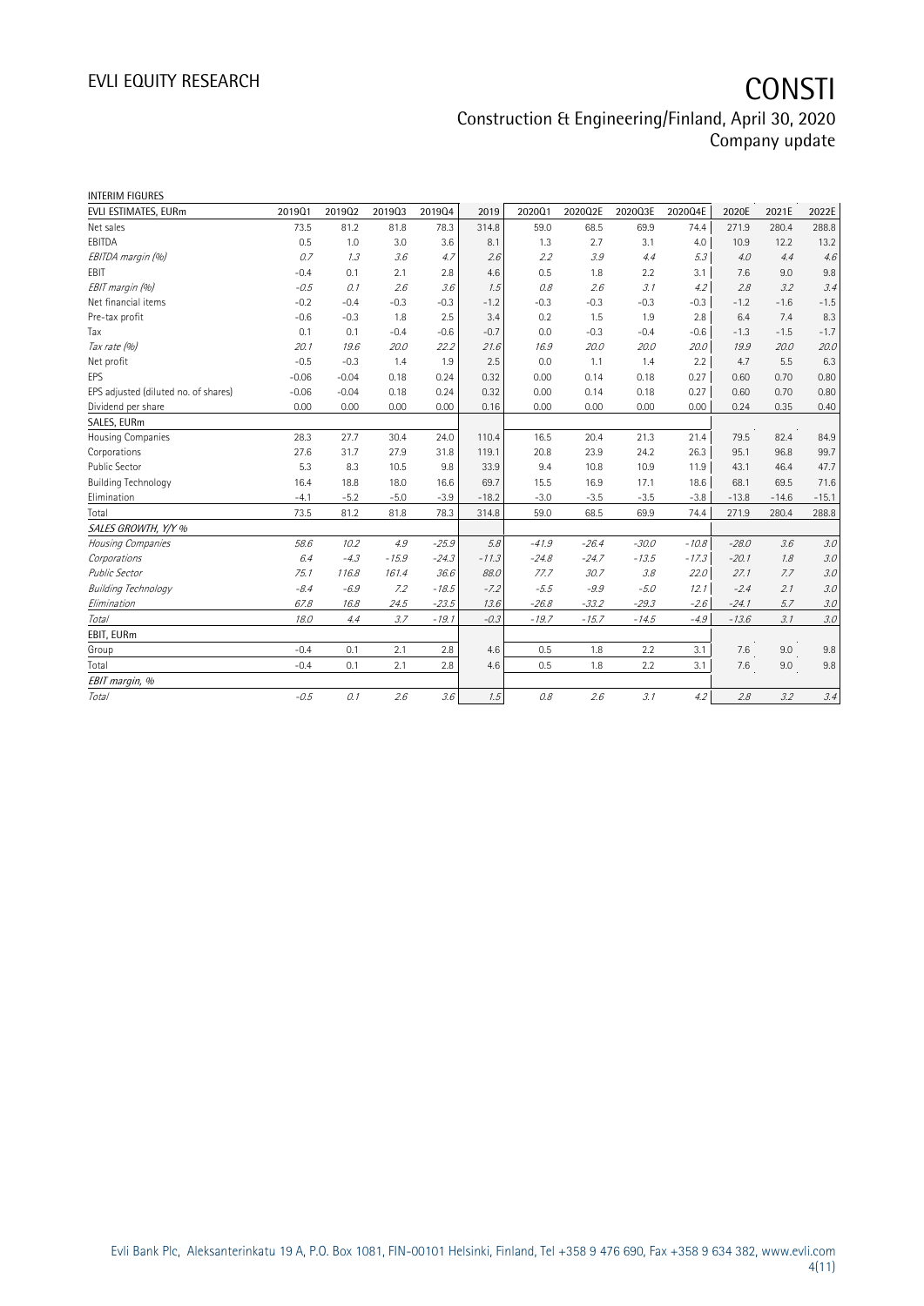INTERIM FIGURES

| EVLI ESTIMATES, EURm | 2019Q1 | 2019Q2 | 2019Q3 | 2019Q4 | 2019 | 2020Q1 | 2020Q2E | 2020Q3E | 2020Q4E | 2020E | 2021E | 2022E |
|---|---|---|---|---|---|---|---|---|---|---|---|---|
| Net sales | 73.5 | 81.2 | 81.8 | 78.3 | 314.8 | 59.0 | 68.5 | 69.9 | 74.4 | 271.9 | 280.4 | 288.8 |
| EBITDA | 0.5 | 1.0 | 3.0 | 3.6 | 8.1 | 1.3 | 2.7 | 3.1 | 4.0 | 10.9 | 12.2 | 13.2 |
| *EBITDA margin (%)* | *0.7* | *1.3* | *3.6* | *4.7* | *2.6* | *2.2* | *3.9* | *4.4* | *5.3* | *4.0* | *4.4* | *4.6* |
| EBIT | -0.4 | 0.1 | 2.1 | 2.8 | 4.6 | 0.5 | 1.8 | 2.2 | 3.1 | 7.6 | 9.0 | 9.8 |
| *EBIT margin (%)* | *-0.5* | *0.1* | *2.6* | *3.6* | *1.5* | *0.8* | *2.6* | *3.1* | *4.2* | *2.8* | *3.2* | *3.4* |
| Net financial items | -0.2 | -0.4 | -0.3 | -0.3 | -1.2 | -0.3 | -0.3 | -0.3 | -0.3 | -1.2 | -1.6 | -1.5 |
| Pre-tax profit | -0.6 | -0.3 | 1.8 | 2.5 | 3.4 | 0.2 | 1.5 | 1.9 | 2.8 | 6.4 | 7.4 | 8.3 |
| Tax | 0.1 | 0.1 | -0.4 | -0.6 | -0.7 | 0.0 | -0.3 | -0.4 | -0.6 | -1.3 | -1.5 | -1.7 |
| *Tax rate (%)* | *20.1* | *19.6* | *20.0* | *22.2* | *21.6* | *16.9* | *20.0* | *20.0* | *20.0* | *19.9* | *20.0* | *20.0* |
| Net profit | -0.5 | -0.3 | 1.4 | 1.9 | 2.5 | 0.0 | 1.1 | 1.4 | 2.2 | 4.7 | 5.5 | 6.3 |
| EPS | -0.06 | -0.04 | 0.18 | 0.24 | 0.32 | 0.00 | 0.14 | 0.18 | 0.27 | 0.60 | 0.70 | 0.80 |
| EPS adjusted (diluted no. of shares) | -0.06 | -0.04 | 0.18 | 0.24 | 0.32 | 0.00 | 0.14 | 0.18 | 0.27 | 0.60 | 0.70 | 0.80 |
| Dividend per share | 0.00 | 0.00 | 0.00 | 0.00 | 0.16 | 0.00 | 0.00 | 0.00 | 0.00 | 0.24 | 0.35 | 0.40 |
| SALES, EURm | | | | | | | | | | | | |
| Housing Companies | 28.3 | 27.7 | 30.4 | 24.0 | 110.4 | 16.5 | 20.4 | 21.3 | 21.4 | 79.5 | 82.4 | 84.9 |
| Corporations | 27.6 | 31.7 | 27.9 | 31.8 | 119.1 | 20.8 | 23.9 | 24.2 | 26.3 | 95.1 | 96.8 | 99.7 |
| Public Sector | 5.3 | 8.3 | 10.5 | 9.8 | 33.9 | 9.4 | 10.8 | 10.9 | 11.9 | 43.1 | 46.4 | 47.7 |
| Building Technology | 16.4 | 18.8 | 18.0 | 16.6 | 69.7 | 15.5 | 16.9 | 17.1 | 18.6 | 68.1 | 69.5 | 71.6 |
| Elimination | -4.1 | -5.2 | -5.0 | -3.9 | -18.2 | -3.0 | -3.5 | -3.5 | -3.8 | -13.8 | -14.6 | -15.1 |
| Total | 73.5 | 81.2 | 81.8 | 78.3 | 314.8 | 59.0 | 68.5 | 69.9 | 74.4 | 271.9 | 280.4 | 288.8 |
| *SALES GROWTH, Y/Y %* | | | | | | | | | | | | |
| *Housing Companies* | *58.6* | *10.2* | *4.9* | *-25.9* | *5.8* | *-41.9* | *-26.4* | *-30.0* | *-10.8* | *-28.0* | *3.6* | *3.0* |
| *Corporations* | *6.4* | *-4.3* | *-15.9* | *-24.3* | *-11.3* | *-24.8* | *-24.7* | *-13.5* | *-17.3* | *-20.1* | *1.8* | *3.0* |
| *Public Sector* | *75.1* | *116.8* | *161.4* | *36.6* | *88.0* | *77.7* | *30.7* | *3.8* | *22.0* | *27.1* | *7.7* | *3.0* |
| *Building Technology* | *-8.4* | *-6.9* | *7.2* | *-18.5* | *-7.2* | *-5.5* | *-9.9* | *-5.0* | *12.1* | *-2.4* | *2.1* | *3.0* |
| *Elimination* | *67.8* | *16.8* | *24.5* | *-23.5* | *13.6* | *-26.8* | *-33.2* | *-29.3* | *-2.6* | *-24.1* | *5.7* | *3.0* |
| *Total* | *18.0* | *4.4* | *3.7* | *-19.1* | *-0.3* | *-19.7* | *-15.7* | *-14.5* | *-4.9* | *-13.6* | *3.1* | *3.0* |
| EBIT, EURm | | | | | | | | | | | | |
| Group | -0.4 | 0.1 | 2.1 | 2.8 | 4.6 | 0.5 | 1.8 | 2.2 | 3.1 | 7.6 | 9.0 | 9.8 |
| Total | -0.4 | 0.1 | 2.1 | 2.8 | 4.6 | 0.5 | 1.8 | 2.2 | 3.1 | 7.6 | 9.0 | 9.8 |
| *EBIT margin, %* | | | | | | | | | | | | |
| *Total* | *-0.5* | *0.1* | *2.6* | *3.6* | *1.5* | *0.8* | *2.6* | *3.1* | *4.2* | *2.8* | *3.2* | *3.4* |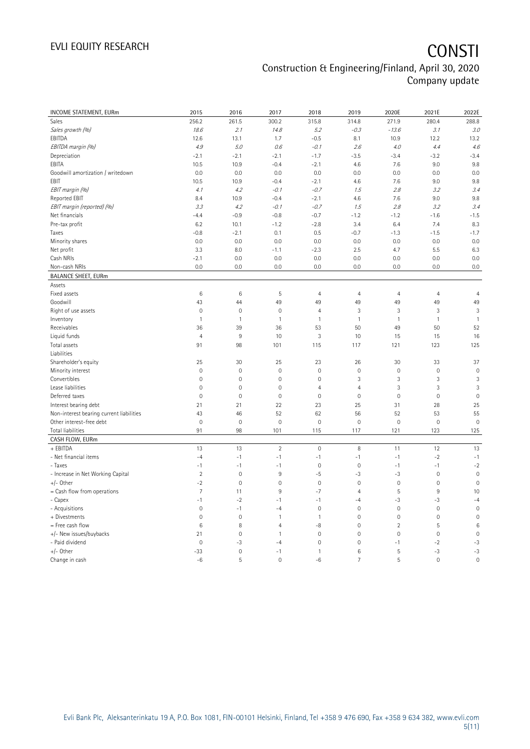| INCOME STATEMENT, EURm | 2015 | 2016 | 2017 | 2018 | 2019 | 2020E | 2021E | 2022E |
|---|---|---|---|---|---|---|---|---|
| Sales | 256.2 | 261.5 | 300.2 | 315.8 | 314.8 | 271.9 | 280.4 | 288.8 |
| *Sales growth (%)* | *18.6* | *2.1* | *14.8* | *5.2* | *-0.3* | *-13.6* | *3.1* | *3.0* |
| EBITDA | 12.6 | 13.1 | 1.7 | -0.5 | 8.1 | 10.9 | 12.2 | 13.2 |
| *EBITDA margin (%)* | *4.9* | *5.0* | *0.6* | *-0.1* | *2.6* | *4.0* | *4.4* | *4.6* |
| Depreciation | -2.1 | -2.1 | -2.1 | -1.7 | -3.5 | -3.4 | -3.2 | -3.4 |
| EBITA | 10.5 | 10.9 | -0.4 | -2.1 | 4.6 | 7.6 | 9.0 | 9.8 |
| Goodwill amortization / writedown | 0.0 | 0.0 | 0.0 | 0.0 | 0.0 | 0.0 | 0.0 | 0.0 |
| EBIT | 10.5 | 10.9 | -0.4 | -2.1 | 4.6 | 7.6 | 9.0 | 9.8 |
| *EBIT margin (%)* | *4.1* | *4.2* | *-0.1* | *-0.7* | *1.5* | *2.8* | *3.2* | *3.4* |
| Reported EBIT | 8.4 | 10.9 | -0.4 | -2.1 | 4.6 | 7.6 | 9.0 | 9.8 |
| *EBIT margin (reported) (%)* | *3.3* | *4.2* | *-0.1* | *-0.7* | *1.5* | *2.8* | *3.2* | *3.4* |
| Net financials | -4.4 | -0.9 | -0.8 | -0.7 | -1.2 | -1.2 | -1.6 | -1.5 |
| Pre-tax profit | 6.2 | 10.1 | -1.2 | -2.8 | 3.4 | 6.4 | 7.4 | 8.3 |
| Taxes | -0.8 | -2.1 | 0.1 | 0.5 | -0.7 | -1.3 | -1.5 | -1.7 |
| Minority shares | 0.0 | 0.0 | 0.0 | 0.0 | 0.0 | 0.0 | 0.0 | 0.0 |
| Net profit | 3.3 | 8.0 | -1.1 | -2.3 | 2.5 | 4.7 | 5.5 | 6.3 |
| Cash NRIs | -2.1 | 0.0 | 0.0 | 0.0 | 0.0 | 0.0 | 0.0 | 0.0 |
| Non-cash NRIs | 0.0 | 0.0 | 0.0 | 0.0 | 0.0 | 0.0 | 0.0 | 0.0 |
| **BALANCE SHEET, EURm** | | | | | | | | |
| Assets | | | | | | | | |
| Fixed assets | 6 | 6 | 5 | 4 | 4 | 4 | 4 | 4 |
| Goodwill | 43 | 44 | 49 | 49 | 49 | 49 | 49 | 49 |
| Right of use assets | 0 | 0 | 0 | 4 | 3 | 3 | 3 | 3 |
| Inventory | 1 | 1 | 1 | 1 | 1 | 1 | 1 | 1 |
| Receivables | 36 | 39 | 36 | 53 | 50 | 49 | 50 | 52 |
| Liquid funds | 4 | 9 | 10 | 3 | 10 | 15 | 15 | 16 |
| Total assets | 91 | 98 | 101 | 115 | 117 | 121 | 123 | 125 |
| Liabilities | | | | | | | | |
| Shareholder's equity | 25 | 30 | 25 | 23 | 26 | 30 | 33 | 37 |
| Minority interest | 0 | 0 | 0 | 0 | 0 | 0 | 0 | 0 |
| Convertibles | 0 | 0 | 0 | 0 | 3 | 3 | 3 | 3 |
| Lease liabilities | 0 | 0 | 0 | 4 | 4 | 3 | 3 | 3 |
| Deferred taxes | 0 | 0 | 0 | 0 | 0 | 0 | 0 | 0 |
| Interest bearing debt | 21 | 21 | 22 | 23 | 25 | 31 | 28 | 25 |
| Non-interest bearing current liabilities | 43 | 46 | 52 | 62 | 56 | 52 | 53 | 55 |
| Other interest-free debt | 0 | 0 | 0 | 0 | 0 | 0 | 0 | 0 |
| Total liabilities | 91 | 98 | 101 | 115 | 117 | 121 | 123 | 125 |
| **CASH FLOW, EURm** | | | | | | | | |
| + EBITDA | 13 | 13 | 2 | 0 | 8 | 11 | 12 | 13 |
| - Net financial items | -4 | -1 | -1 | -1 | -1 | -1 | -2 | -1 |
| - Taxes | -1 | -1 | -1 | 0 | 0 | -1 | -1 | -2 |
| - Increase in Net Working Capital | 2 | 0 | 9 | -5 | -3 | -3 | 0 | 0 |
| +/- Other | -2 | 0 | 0 | 0 | 0 | 0 | 0 | 0 |
| = Cash flow from operations | 7 | 11 | 9 | -7 | 4 | 5 | 9 | 10 |
| - Capex | -1 | -2 | -1 | -1 | -4 | -3 | -3 | -4 |
| - Acquisitions | 0 | -1 | -4 | 0 | 0 | 0 | 0 | 0 |
| + Divestments | 0 | 0 | 1 | 1 | 0 | 0 | 0 | 0 |
| = Free cash flow | 6 | 8 | 4 | -8 | 0 | 2 | 5 | 6 |
| +/- New issues/buybacks | 21 | 0 | 1 | 0 | 0 | 0 | 0 | 0 |
| - Paid dividend | 0 | -3 | -4 | 0 | 0 | -1 | -2 | -3 |
| +/- Other | -33 | 0 | -1 | 1 | 6 | 5 | -3 | -3 |
| Change in cash | -6 | 5 | 0 | -6 | 7 | 5 | 0 | 0 |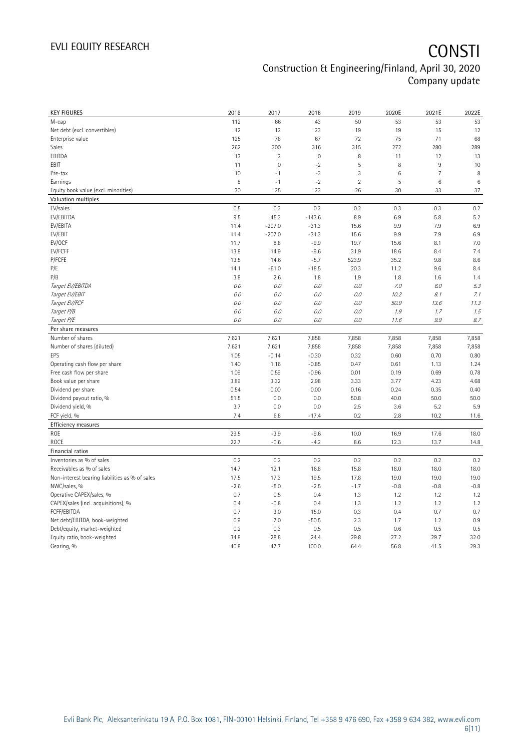| KEY FIGURES | 2016 | 2017 | 2018 | 2019 | 2020E | 2021E | 2022E |
|---|---|---|---|---|---|---|---|
| M-cap | 112 | 66 | 43 | 50 | 53 | 53 | 53 |
| Net debt (excl. convertibles) | 12 | 12 | 23 | 19 | 19 | 15 | 12 |
| Enterprise value | 125 | 78 | 67 | 72 | 75 | 71 | 68 |
| Sales | 262 | 300 | 316 | 315 | 272 | 280 | 289 |
| EBITDA | 13 | 2 | 0 | 8 | 11 | 12 | 13 |
| EBIT | 11 | 0 | -2 | 5 | 8 | 9 | 10 |
| Pre-tax | 10 | -1 | -3 | 3 | 6 | 7 | 8 |
| Earnings | 8 | -1 | -2 | 2 | 5 | 6 | 6 |
| Equity book value (excl. minorities) | 30 | 25 | 23 | 26 | 30 | 33 | 37 |
| **Valuation multiples** | | | | | | | |
| EV/sales | 0.5 | 0.3 | 0.2 | 0.2 | 0.3 | 0.3 | 0.2 |
| EV/EBITDA | 9.5 | 45.3 | -143.6 | 8.9 | 6.9 | 5.8 | 5.2 |
| EV/EBITA | 11.4 | -207.0 | -31.3 | 15.6 | 9.9 | 7.9 | 6.9 |
| EV/EBIT | 11.4 | -207.0 | -31.3 | 15.6 | 9.9 | 7.9 | 6.9 |
| EV/OCF | 11.7 | 8.8 | -9.9 | 19.7 | 15.6 | 8.1 | 7.0 |
| EV/FCFF | 13.8 | 14.9 | -9.6 | 31.9 | 18.6 | 8.4 | 7.4 |
| P/FCFE | 13.5 | 14.6 | -5.7 | 523.9 | 35.2 | 9.8 | 8.6 |
| P/E | 14.1 | -61.0 | -18.5 | 20.3 | 11.2 | 9.6 | 8.4 |
| P/B | 3.8 | 2.6 | 1.8 | 1.9 | 1.8 | 1.6 | 1.4 |
| *Target EV/EBITDA* | *0.0* | *0.0* | *0.0* | *0.0* | *7.0* | *6.0* | *5.3* |
| *Target EV/EBIT* | *0.0* | *0.0* | *0.0* | *0.0* | *10.2* | *8.1* | *7.1* |
| *Target EV/FCF* | *0.0* | *0.0* | *0.0* | *0.0* | *50.9* | *13.6* | *11.3* |
| *Target P/B* | *0.0* | *0.0* | *0.0* | *0.0* | *1.9* | *1.7* | *1.5* |
| *Target P/E* | *0.0* | *0.0* | *0.0* | *0.0* | *11.6* | *9.9* | *8.7* |
| **Per share measures** | | | | | | | |
| Number of shares | 7,621 | 7,621 | 7,858 | 7,858 | 7,858 | 7,858 | 7,858 |
| Number of shares (diluted) | 7,621 | 7,621 | 7,858 | 7,858 | 7,858 | 7,858 | 7,858 |
| EPS | 1.05 | -0.14 | -0.30 | 0.32 | 0.60 | 0.70 | 0.80 |
| Operating cash flow per share | 1.40 | 1.16 | -0.85 | 0.47 | 0.61 | 1.13 | 1.24 |
| Free cash flow per share | 1.09 | 0.59 | -0.96 | 0.01 | 0.19 | 0.69 | 0.78 |
| Book value per share | 3.89 | 3.32 | 2.98 | 3.33 | 3.77 | 4.23 | 4.68 |
| Dividend per share | 0.54 | 0.00 | 0.00 | 0.16 | 0.24 | 0.35 | 0.40 |
| Dividend payout ratio, % | 51.5 | 0.0 | 0.0 | 50.8 | 40.0 | 50.0 | 50.0 |
| Dividend yield, % | 3.7 | 0.0 | 0.0 | 2.5 | 3.6 | 5.2 | 5.9 |
| FCF yield, % | 7.4 | 6.8 | -17.4 | 0.2 | 2.8 | 10.2 | 11.6 |
| **Efficiency measures** | | | | | | | |
| ROE | 29.5 | -3.9 | -9.6 | 10.0 | 16.9 | 17.6 | 18.0 |
| ROCE | 22.7 | -0.6 | -4.2 | 8.6 | 12.3 | 13.7 | 14.8 |
| **Financial ratios** | | | | | | | |
| Inventories as % of sales | 0.2 | 0.2 | 0.2 | 0.2 | 0.2 | 0.2 | 0.2 |
| Receivables as % of sales | 14.7 | 12.1 | 16.8 | 15.8 | 18.0 | 18.0 | 18.0 |
| Non-interest bearing liabilities as % of sales | 17.5 | 17.3 | 19.5 | 17.8 | 19.0 | 19.0 | 19.0 |
| NWC/sales, % | -2.6 | -5.0 | -2.5 | -1.7 | -0.8 | -0.8 | -0.8 |
| Operative CAPEX/sales, % | 0.7 | 0.5 | 0.4 | 1.3 | 1.2 | 1.2 | 1.2 |
| CAPEX/sales (incl. acquisitions), % | 0.4 | -0.8 | 0.4 | 1.3 | 1.2 | 1.2 | 1.2 |
| FCFF/EBITDA | 0.7 | 3.0 | 15.0 | 0.3 | 0.4 | 0.7 | 0.7 |
| Net debt/EBITDA, book-weighted | 0.9 | 7.0 | -50.5 | 2.3 | 1.7 | 1.2 | 0.9 |
| Debt/equity, market-weighted | 0.2 | 0.3 | 0.5 | 0.5 | 0.6 | 0.5 | 0.5 |
| Equity ratio, book-weighted | 34.8 | 28.8 | 24.4 | 29.8 | 27.2 | 29.7 | 32.0 |
| Gearing, % | 40.8 | 47.7 | 100.0 | 64.4 | 56.8 | 41.5 | 29.3 |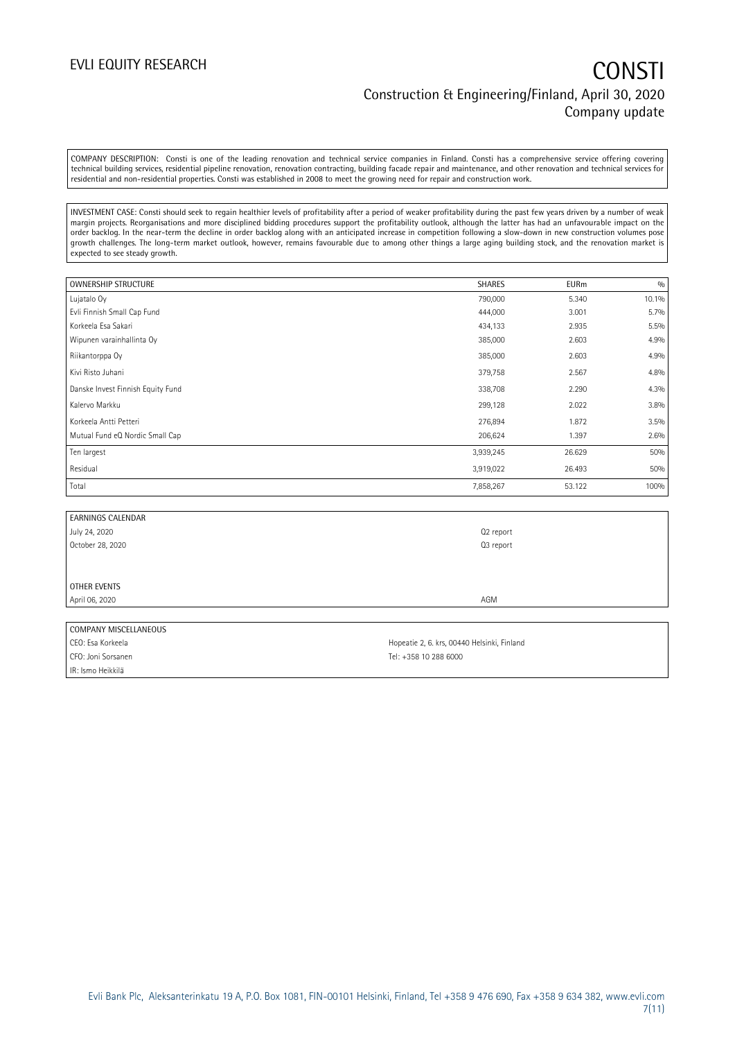COMPANY DESCRIPTION: Consti is one of the leading renovation and technical service companies in Finland. Consti has a comprehensive service offering covering technical building services, residential pipeline renovation, renovation contracting, building facade repair and maintenance, and other renovation and technical services for residential and non-residential properties. Consti was established in 2008 to meet the growing need for repair and construction work.

INVESTMENT CASE: Consti should seek to regain healthier levels of profitability after a period of weaker profitability during the past few years driven by a number of weak margin projects. Reorganisations and more disciplined bidding procedures support the profitability outlook, although the latter has had an unfavourable impact on the order backlog. In the near-term the decline in order backlog along with an anticipated increase in competition following a slow-down in new construction volumes pose growth challenges. The long-term market outlook, however, remains favourable due to among other things a large aging building stock, and the renovation market is expected to see steady growth.

| OWNERSHIP STRUCTURE | SHARES | EURm | % |
|---|---|---|---|
| Lujatalo Oy | 790,000 | 5.340 | 10.1% |
| Evli Finnish Small Cap Fund | 444,000 | 3.001 | 5.7% |
| Korkeela Esa Sakari | 434,133 | 2.935 | 5.5% |
| Wipunen varainhallinta Oy | 385,000 | 2.603 | 4.9% |
| Riikantorppa Oy | 385,000 | 2.603 | 4.9% |
| Kivi Risto Juhani | 379,758 | 2.567 | 4.8% |
| Danske Invest Finnish Equity Fund | 338,708 | 2.290 | 4.3% |
| Kalervo Markku | 299,128 | 2.022 | 3.8% |
| Korkeela Antti Petteri | 276,894 | 1.872 | 3.5% |
| Mutual Fund eQ Nordic Small Cap | 206,624 | 1.397 | 2.6% |
| Ten largest | 3,939,245 | 26.629 | 50% |
| Residual | 3,919,022 | 26.493 | 50% |
| Total | 7,858,267 | 53.122 | 100% |

| EARNINGS CALENDAR | |
|---|---|
| July 24, 2020 | Q2 report |
| October 28, 2020 | Q3 report |
| | |
| OTHER EVENTS | |
| April 06, 2020 | AGM |

| COMPANY MISCELLANEOUS | |
|---|---|
| CEO: Esa Korkeela | Hopeatie 2, 6. krs, 00440 Helsinki, Finland |
| CFO: Joni Sorsanen | Tel: +358 10 288 6000 |
| IR: Ismo Heikkilä | |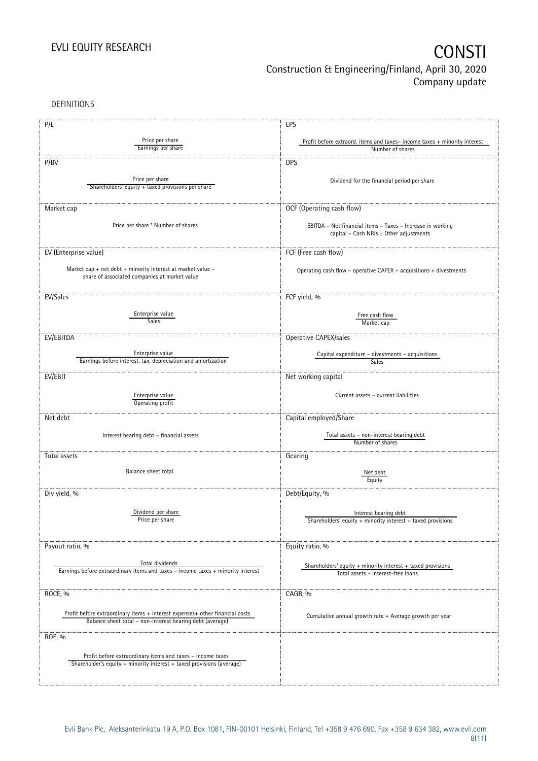DEFINITIONS

| P/E | EPS |
|---|---|
| $\frac{\text{Price per share}}{\text{Earnings per share}}$ | $\frac{\text{Profit before extraord. items and taxes– income taxes + minority interest}}{\text{Number of shares}}$ |
| **P/BV** | **DPS** |
| $\frac{\text{Price per share}}{\text{Shareholders' equity + taxed provisions per share}}$ | Dividend for the financial period per share |
| **Market cap** | **OCF (Operating cash flow)** |
| Price per share * Number of shares | EBITDA – Net financial items – Taxes – Increase in working capital – Cash NRIs ± Other adjustments |
| **EV (Enterprise value)** | **FCF (Free cash flow)** |
| Market cap + net debt + minority interest at market value – share of associated companies at market value | Operating cash flow – operative CAPEX – acquisitions + divestments |
| **EV/Sales** | **FCF yield, %** |
| $\frac{\text{Enterprise value}}{\text{Sales}}$ | $\frac{\text{Free cash flow}}{\text{Market cap}}$ |
| **EV/EBITDA** | **Operative CAPEX/sales** |
| $\frac{\text{Enterprise value}}{\text{Earnings before interest, tax, depreciation and amortization}}$ | $\frac{\text{Capital expenditure – divestments – acquisitions}}{\text{Sales}}$ |
| **EV/EBIT** | **Net working capital** |
| $\frac{\text{Enterprise value}}{\text{Operating profit}}$ | Current assets – current liabilities |
| **Net debt** | **Capital employed/Share** |
| Interest bearing debt – financial assets | $\frac{\text{Total assets – non-interest bearing debt}}{\text{Number of shares}}$ |
| **Total assets** | **Gearing** |
| Balance sheet total | $\frac{\text{Net debt}}{\text{Equity}}$ |
| **Div yield, %** | **Debt/Equity, %** |
| $\frac{\text{Dividend per share}}{\text{Price per share}}$ | $\frac{\text{Interest bearing debt}}{\text{Shareholders' equity + minority interest + taxed provisions}}$ |
| **Payout ratio, %** | **Equity ratio, %** |
| $\frac{\text{Total dividends}}{\text{Earnings before extraordinary items and taxes – income taxes + minority interest}}$ | $\frac{\text{Shareholders' equity + minority interest + taxed provisions}}{\text{Total assets – interest-free loans}}$ |
| **ROCE, %** | **CAGR, %** |
| $\frac{\text{Profit before extraordinary items + interest expenses+ other financial costs}}{\text{Balance sheet total – non-interest bearing debt (average)}}$ | Cumulative annual growth rate = Average growth per year |
| **ROE, %** | |
| $\frac{\text{Profit before extraordinary items and taxes – income taxes}}{\text{Shareholder's equity + minority interest + taxed provisions (average)}}$ | |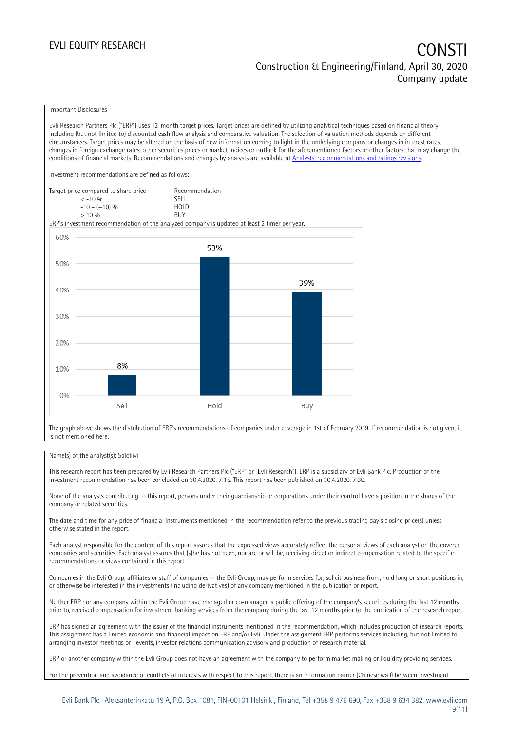Important Disclosures

Evli Research Partners Plc ("ERP") uses 12-month target prices. Target prices are defined by utilizing analytical techniques based on financial theory including (but not limited to) discounted cash flow analysis and comparative valuation. The selection of valuation methods depends on different circumstances. Target prices may be altered on the basis of new information coming to light in the underlying company or changes in interest rates, changes in foreign exchange rates, other securities prices or market indices or outlook for the aforementioned factors or other factors that may change the conditions of financial markets. Recommendations and changes by analysts are available at [Analysts' recommendations and ratings revisions](Analysts' recommendations and ratings revisions).

Investment recommendations are defined as follows:

| Target price compared to share price | Recommendation |
|---|---|
| < -10 % | SELL |
| -10 – (+10) % | HOLD |
| > 10 % | BUY |

ERP's investment recommendation of the analyzed company is updated at least 2 timer per year.

| | Sell | Hold | Buy |
|---|---|---|---|
| Share | 8% | 53% | 39% |

The graph above shows the distribution of ERP's recommendations of companies under coverage in 1st of February 2019. If recommendation is not given, it is not mentioned here.

Name(s) of the analyst(s): Salokivi

This research report has been prepared by Evli Research Partners Plc ("ERP" or "Evli Research"). ERP is a subsidiary of Evli Bank Plc. Production of the investment recommendation has been concluded on 30.4.2020, 7:15. This report has been published on 30.4.2020, 7:30.

None of the analysts contributing to this report, persons under their guardianship or corporations under their control have a position in the shares of the company or related securities.

The date and time for any price of financial instruments mentioned in the recommendation refer to the previous trading day's closing price(s) unless otherwise stated in the report.

Each analyst responsible for the content of this report assures that the expressed views accurately reflect the personal views of each analyst on the covered companies and securities. Each analyst assures that (s)he has not been, nor are or will be, receiving direct or indirect compensation related to the specific recommendations or views contained in this report.

Companies in the Evli Group, affiliates or staff of companies in the Evli Group, may perform services for, solicit business from, hold long or short positions in, or otherwise be interested in the investments (including derivatives) of any company mentioned in the publication or report.

Neither ERP nor any company within the Evli Group have managed or co-managed a public offering of the company's securities during the last 12 months prior to, received compensation for investment banking services from the company during the last 12 months prior to the publication of the research report.

ERP has signed an agreement with the issuer of the financial instruments mentioned in the recommendation, which includes production of research reports. This assignment has a limited economic and financial impact on ERP and/or Evli. Under the assignment ERP performs services including, but not limited to, arranging investor meetings or –events, investor relations communication advisory and production of research material.

ERP or another company within the Evli Group does not have an agreement with the company to perform market making or liquidity providing services.

For the prevention and avoidance of conflicts of interests with respect to this report, there is an information barrier (Chinese wall) between Investment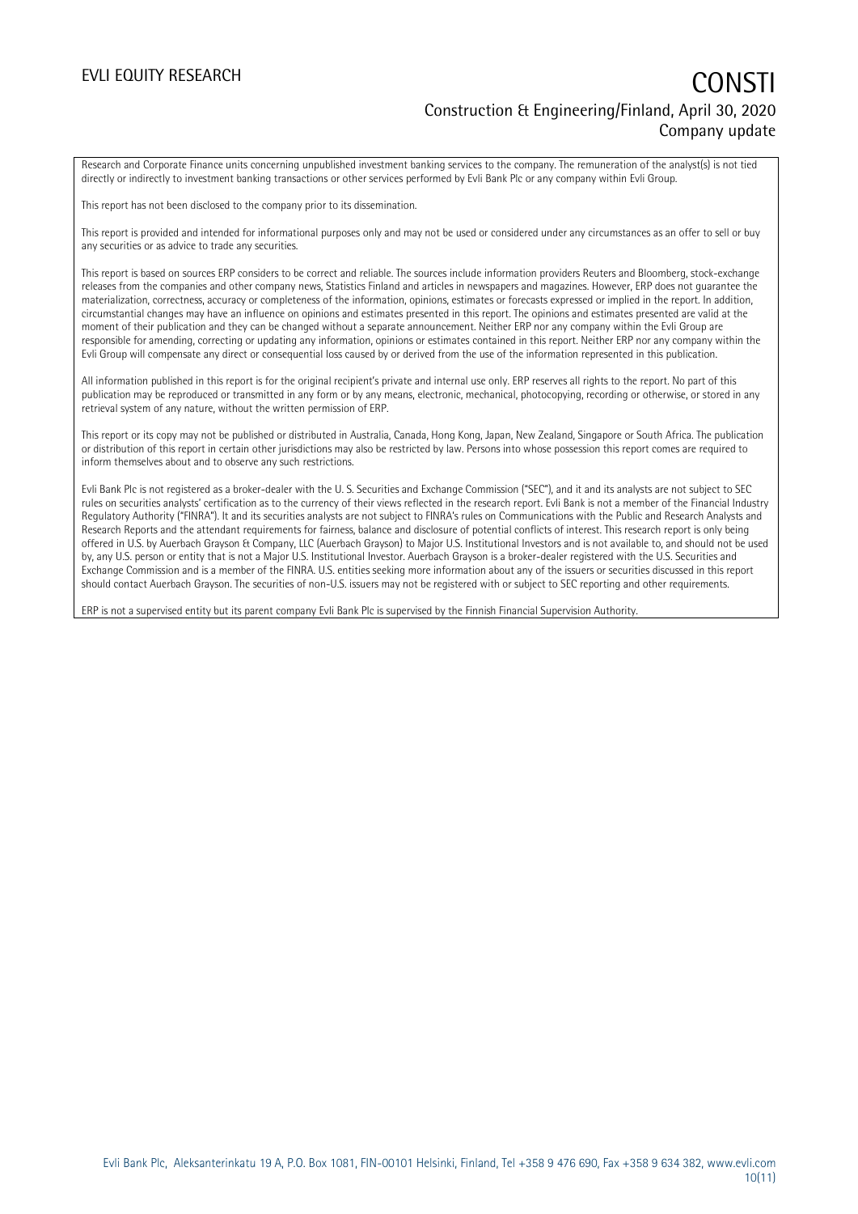Research and Corporate Finance units concerning unpublished investment banking services to the company. The remuneration of the analyst(s) is not tied directly or indirectly to investment banking transactions or other services performed by Evli Bank Plc or any company within Evli Group.

This report has not been disclosed to the company prior to its dissemination.

This report is provided and intended for informational purposes only and may not be used or considered under any circumstances as an offer to sell or buy any securities or as advice to trade any securities.

This report is based on sources ERP considers to be correct and reliable. The sources include information providers Reuters and Bloomberg, stock-exchange releases from the companies and other company news, Statistics Finland and articles in newspapers and magazines. However, ERP does not guarantee the materialization, correctness, accuracy or completeness of the information, opinions, estimates or forecasts expressed or implied in the report. In addition, circumstantial changes may have an influence on opinions and estimates presented in this report. The opinions and estimates presented are valid at the moment of their publication and they can be changed without a separate announcement. Neither ERP nor any company within the Evli Group are responsible for amending, correcting or updating any information, opinions or estimates contained in this report. Neither ERP nor any company within the Evli Group will compensate any direct or consequential loss caused by or derived from the use of the information represented in this publication.

All information published in this report is for the original recipient's private and internal use only. ERP reserves all rights to the report. No part of this publication may be reproduced or transmitted in any form or by any means, electronic, mechanical, photocopying, recording or otherwise, or stored in any retrieval system of any nature, without the written permission of ERP.

This report or its copy may not be published or distributed in Australia, Canada, Hong Kong, Japan, New Zealand, Singapore or South Africa. The publication or distribution of this report in certain other jurisdictions may also be restricted by law. Persons into whose possession this report comes are required to inform themselves about and to observe any such restrictions.

Evli Bank Plc is not registered as a broker-dealer with the U. S. Securities and Exchange Commission ("SEC"), and it and its analysts are not subject to SEC rules on securities analysts' certification as to the currency of their views reflected in the research report. Evli Bank is not a member of the Financial Industry Regulatory Authority ("FINRA"). It and its securities analysts are not subject to FINRA's rules on Communications with the Public and Research Analysts and Research Reports and the attendant requirements for fairness, balance and disclosure of potential conflicts of interest. This research report is only being offered in U.S. by Auerbach Grayson & Company, LLC (Auerbach Grayson) to Major U.S. Institutional Investors and is not available to, and should not be used by, any U.S. person or entity that is not a Major U.S. Institutional Investor. Auerbach Grayson is a broker-dealer registered with the U.S. Securities and Exchange Commission and is a member of the FINRA. U.S. entities seeking more information about any of the issuers or securities discussed in this report should contact Auerbach Grayson. The securities of non-U.S. issuers may not be registered with or subject to SEC reporting and other requirements.

ERP is not a supervised entity but its parent company Evli Bank Plc is supervised by the Finnish Financial Supervision Authority.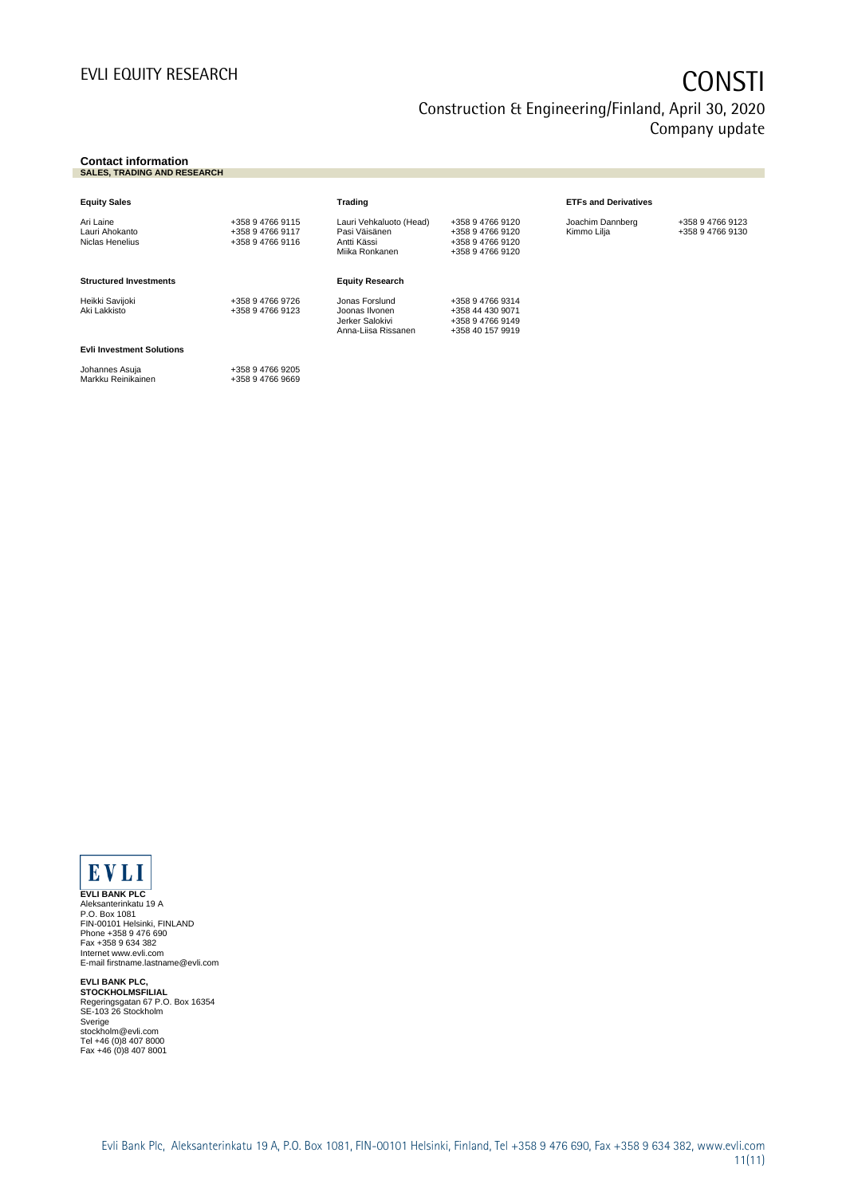## Contact information

**SALES, TRADING AND RESEARCH**

**Equity Sales**

| | |
|---|---|
| Ari Laine | +358 9 4766 9115 |
| Lauri Ahokanto | +358 9 4766 9117 |
| Niclas Henelius | +358 9 4766 9116 |

**Trading**

| | |
|---|---|
| Lauri Vehkaluoto (Head) | +358 9 4766 9120 |
| Pasi Väisänen | +358 9 4766 9120 |
| Antti Kässi | +358 9 4766 9120 |
| Miika Ronkanen | +358 9 4766 9120 |

**ETFs and Derivatives**

| | |
|---|---|
| Joachim Dannberg | +358 9 4766 9123 |
| Kimmo Lilja | +358 9 4766 9130 |

**Structured Investments**

| | |
|---|---|
| Heikki Savijoki | +358 9 4766 9726 |
| Aki Lakkisto | +358 9 4766 9123 |

**Equity Research**

| | |
|---|---|
| Jonas Forslund | +358 9 4766 9314 |
| Joonas Ilvonen | +358 44 430 9071 |
| Jerker Salokivi | +358 9 4766 9149 |
| Anna-Liisa Rissanen | +358 40 157 9919 |

**Evli Investment Solutions**

| | |
|---|---|
| Johannes Asuja | +358 9 4766 9205 |
| Markku Reinikainen | +358 9 4766 9669 |

EVLI

**EVLI BANK PLC**
Aleksanterinkatu 19 A
P.O. Box 1081
FIN-00101 Helsinki, FINLAND
Phone +358 9 476 690
Fax +358 9 634 382
Internet www.evli.com
E-mail firstname.lastname@evli.com

**EVLI BANK PLC,**
**STOCKHOLMSFILIAL**
Regeringsgatan 67 P.O. Box 16354
SE-103 26 Stockholm
Sverige
stockholm@evli.com
Tel +46 (0)8 407 8000
Fax +46 (0)8 407 8001